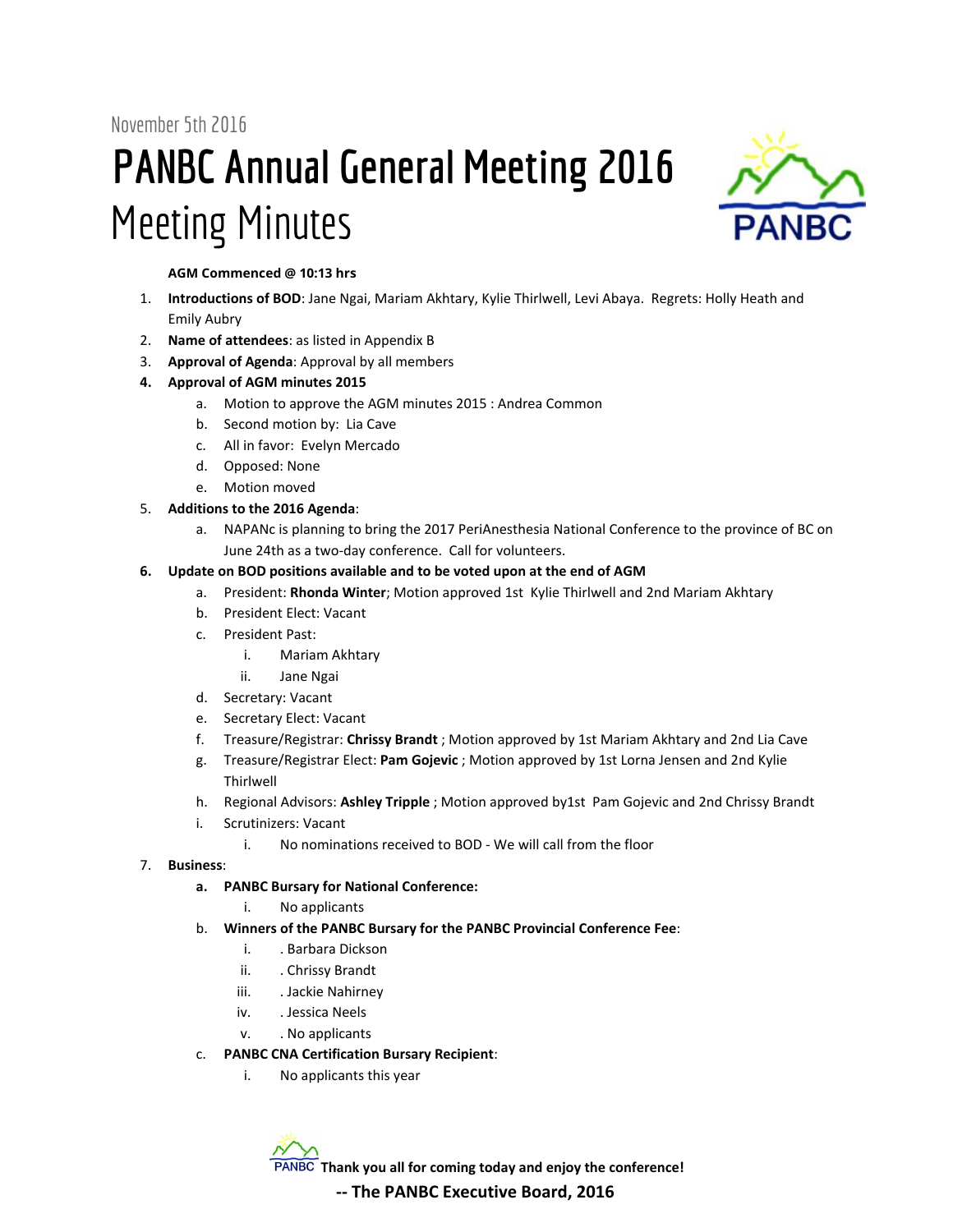November 5th 2016

# PANBC Annual General Meeting 2016

## Meeting Minutes

**AGM Commenced @ 10:13 hrs**

1. **Introductions of BOD**: Jane Ngai, Mariam Akhtary, Kylie Thirlwell, Levi Abaya. Regrets: Holly Heath and Emily Aubry
2. **Name of attendees**: as listed in Appendix B
3. **Approval of Agenda**: Approval by all members
4. **Approval of AGM minutes 2015**
   a. Motion to approve the AGM minutes 2015 : Andrea Common
   b. Second motion by: Lia Cave
   c. All in favor: Evelyn Mercado
   d. Opposed: None
   e. Motion moved
5. **Additions to the 2016 Agenda**:
   a. NAPANc is planning to bring the 2017 PeriAnesthesia National Conference to the province of BC on June 24th as a two-day conference. Call for volunteers.
6. **Update on BOD positions available and to be voted upon at the end of AGM**
   a. President: **Rhonda Winter**; Motion approved 1st Kylie Thirlwell and 2nd Mariam Akhtary
   b. President Elect: Vacant
   c. President Past:
      i. Mariam Akhtary
      ii. Jane Ngai
   d. Secretary: Vacant
   e. Secretary Elect: Vacant
   f. Treasure/Registrar: **Chrissy Brandt** ; Motion approved by 1st Mariam Akhtary and 2nd Lia Cave
   g. Treasure/Registrar Elect: **Pam Gojevic** ; Motion approved by 1st Lorna Jensen and 2nd Kylie Thirlwell
   h. Regional Advisors: **Ashley Tripple** ; Motion approved by1st Pam Gojevic and 2nd Chrissy Brandt
   i. Scrutinizers: Vacant
      i. No nominations received to BOD - We will call from the floor
7. **Business**:
   a. **PANBC Bursary for National Conference:**
      i. No applicants
   b. **Winners of the PANBC Bursary for the PANBC Provincial Conference Fee**:
      i. . Barbara Dickson
      ii. . Chrissy Brandt
      iii. . Jackie Nahirney
      iv. . Jessica Neels
      v. . No applicants
   c. **PANBC CNA Certification Bursary Recipient**:
      i. No applicants this year

**Thank you all for coming today and enjoy the conference!**

**-- The PANBC Executive Board, 2016**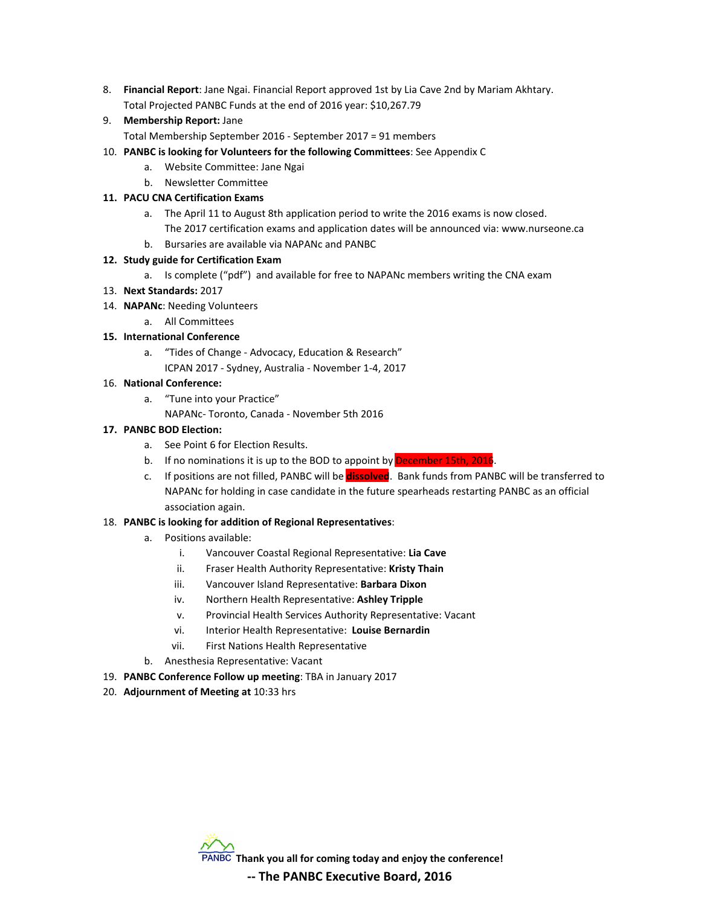8. **Financial Report**: Jane Ngai. Financial Report approved 1st by Lia Cave 2nd by Mariam Akhtary. Total Projected PANBC Funds at the end of 2016 year: $10,267.79
9. **Membership Report:** Jane
   Total Membership September 2016 - September 2017 = 91 members
10. **PANBC is looking for Volunteers for the following Committees**: See Appendix C
    a. Website Committee: Jane Ngai
    b. Newsletter Committee
11. **PACU CNA Certification Exams**
    a. The April 11 to August 8th application period to write the 2016 exams is now closed. The 2017 certification exams and application dates will be announced via: www.nurseone.ca
    b. Bursaries are available via NAPANc and PANBC
12. **Study guide for Certification Exam**
    a. Is complete ("pdf") and available for free to NAPANc members writing the CNA exam
13. **Next Standards:** 2017
14. **NAPANc**: Needing Volunteers
    a. All Committees
15. **International Conference**
    a. "Tides of Change - Advocacy, Education & Research"
       ICPAN 2017 - Sydney, Australia - November 1-4, 2017
16. **National Conference:**
    a. "Tune into your Practice"
       NAPANc- Toronto, Canada - November 5th 2016
17. **PANBC BOD Election:**
    a. See Point 6 for Election Results.
    b. If no nominations it is up to the BOD to appoint by December 15th, 2016.
    c. If positions are not filled, PANBC will be **dissolved**. Bank funds from PANBC will be transferred to NAPANc for holding in case candidate in the future spearheads restarting PANBC as an official association again.
18. **PANBC is looking for addition of Regional Representatives**:
    a. Positions available:
       i. Vancouver Coastal Regional Representative: **Lia Cave**
       ii. Fraser Health Authority Representative: **Kristy Thain**
       iii. Vancouver Island Representative: **Barbara Dixon**
       iv. Northern Health Representative: **Ashley Tripple**
       v. Provincial Health Services Authority Representative: Vacant
       vi. Interior Health Representative: **Louise Bernardin**
       vii. First Nations Health Representative
    b. Anesthesia Representative: Vacant
19. **PANBC Conference Follow up meeting**: TBA in January 2017
20. **Adjournment of Meeting at** 10:33 hrs

PANBC **Thank you all for coming today and enjoy the conference!**

**-- The PANBC Executive Board, 2016**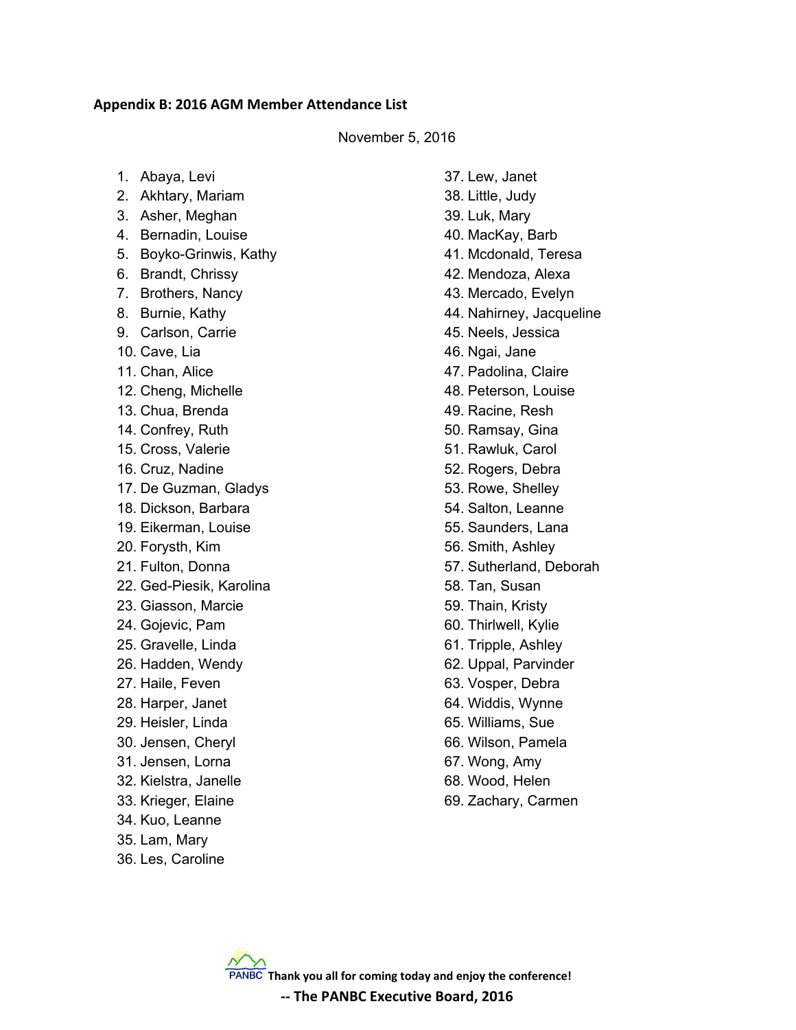**Appendix B: 2016 AGM Member Attendance List**

November 5, 2016

1. Abaya, Levi
2. Akhtary, Mariam
3. Asher, Meghan
4. Bernadin, Louise
5. Boyko-Grinwis, Kathy
6. Brandt, Chrissy
7. Brothers, Nancy
8. Burnie, Kathy
9. Carlson, Carrie
10. Cave, Lia
11. Chan, Alice
12. Cheng, Michelle
13. Chua, Brenda
14. Confrey, Ruth
15. Cross, Valerie
16. Cruz, Nadine
17. De Guzman, Gladys
18. Dickson, Barbara
19. Eikerman, Louise
20. Forysth, Kim
21. Fulton, Donna
22. Ged-Piesik, Karolina
23. Giasson, Marcie
24. Gojevic, Pam
25. Gravelle, Linda
26. Hadden, Wendy
27. Haile, Feven
28. Harper, Janet
29. Heisler, Linda
30. Jensen, Cheryl
31. Jensen, Lorna
32. Kielstra, Janelle
33. Krieger, Elaine
34. Kuo, Leanne
35. Lam, Mary
36. Les, Caroline
37. Lew, Janet
38. Little, Judy
39. Luk, Mary
40. MacKay, Barb
41. Mcdonald, Teresa
42. Mendoza, Alexa
43. Mercado, Evelyn
44. Nahirney, Jacqueline
45. Neels, Jessica
46. Ngai, Jane
47. Padolina, Claire
48. Peterson, Louise
49. Racine, Resh
50. Ramsay, Gina
51. Rawluk, Carol
52. Rogers, Debra
53. Rowe, Shelley
54. Salton, Leanne
55. Saunders, Lana
56. Smith, Ashley
57. Sutherland, Deborah
58. Tan, Susan
59. Thain, Kristy
60. Thirlwell, Kylie
61. Tripple, Ashley
62. Uppal, Parvinder
63. Vosper, Debra
64. Widdis, Wynne
65. Williams, Sue
66. Wilson, Pamela
67. Wong, Amy
68. Wood, Helen
69. Zachary, Carmen

PANBC **Thank you all for coming today and enjoy the conference!**

**-- The PANBC Executive Board, 2016**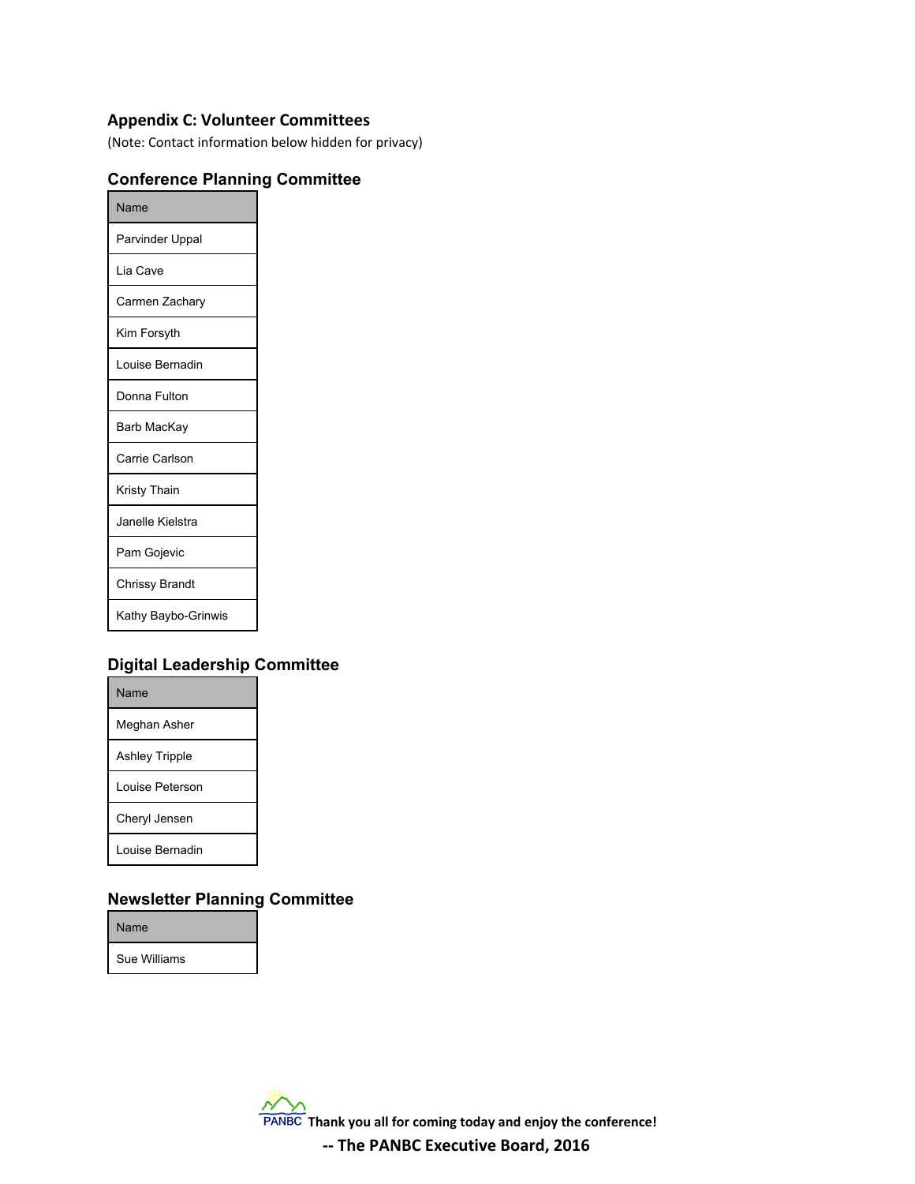## Appendix C: Volunteer Committees

(Note: Contact information below hidden for privacy)

### Conference Planning Committee

| Name |
| --- |
| Parvinder Uppal |
| Lia Cave |
| Carmen Zachary |
| Kim Forsyth |
| Louise Bernadin |
| Donna Fulton |
| Barb MacKay |
| Carrie Carlson |
| Kristy Thain |
| Janelle Kielstra |
| Pam Gojevic |
| Chrissy Brandt |
| Kathy Baybo-Grinwis |

### Digital Leadership Committee

| Name |
| --- |
| Meghan Asher |
| Ashley Tripple |
| Louise Peterson |
| Cheryl Jensen |
| Louise Bernadin |

### Newsletter Planning Committee

| Name |
| --- |
| Sue Williams |

PANBC **Thank you all for coming today and enjoy the conference!**

**-- The PANBC Executive Board, 2016**